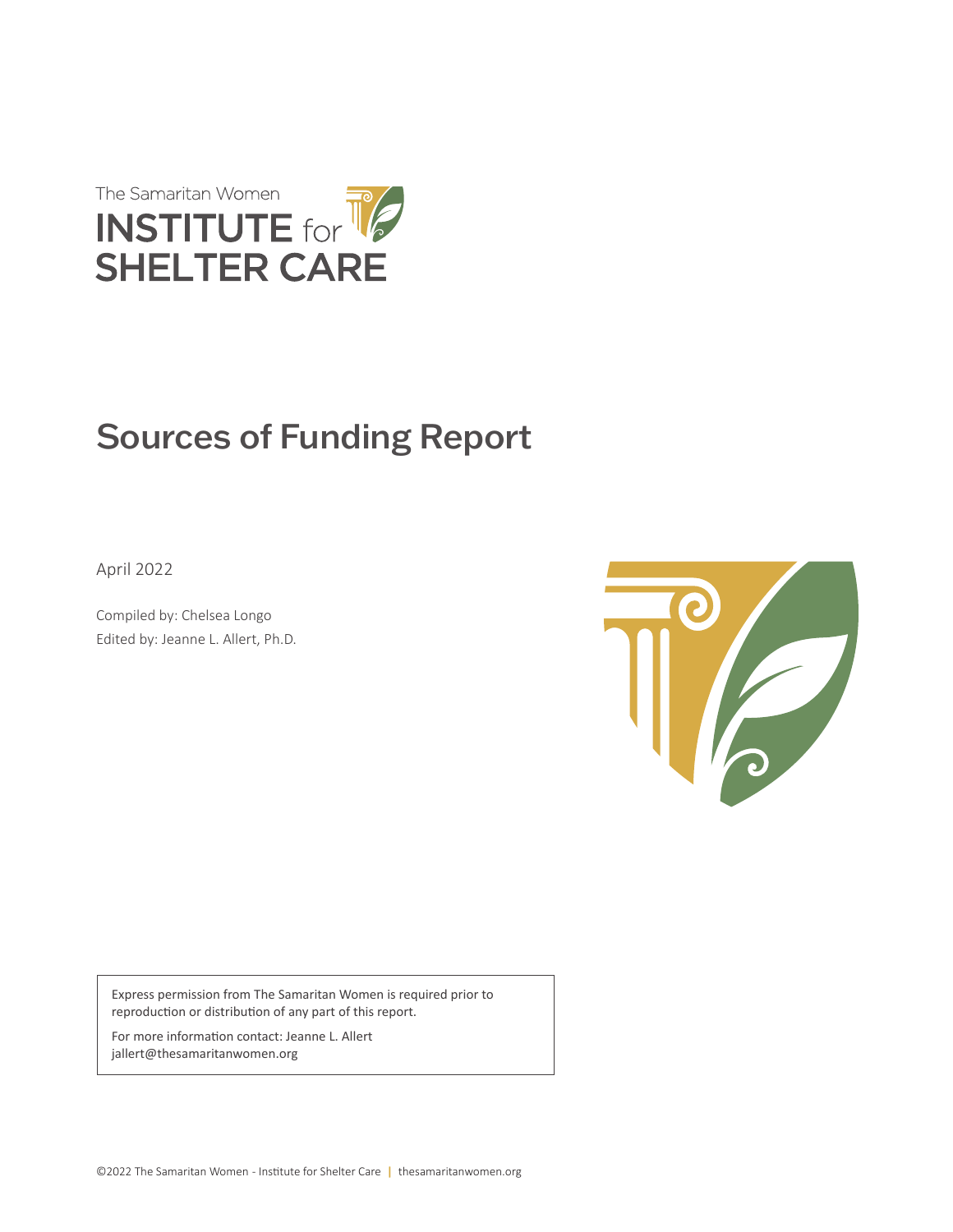The Samaritan Women

INSTITUTE for SHELTER CARE

# Sources of Funding Report

April 2022

Compiled by: Chelsea Longo

Edited by: Jeanne L. Allert, Ph.D.

Express permission from The Samaritan Women is required prior to reproduction or distribution of any part of this report.

For more information contact: Jeanne L. Allert
jallert@thesamaritanwomen.org

©2022 The Samaritan Women - Institute for Shelter Care | thesamaritanwomen.org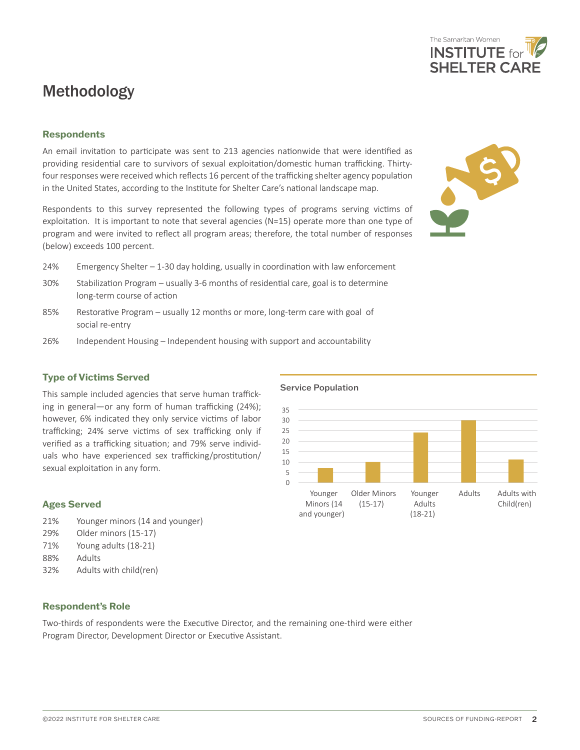# Methodology

### Respondents

An email invitation to participate was sent to 213 agencies nationwide that were identified as providing residential care to survivors of sexual exploitation/domestic human trafficking. Thirty-four responses were received which reflects 16 percent of the trafficking shelter agency population in the United States, according to the Institute for Shelter Care's national landscape map.

Respondents to this survey represented the following types of programs serving victims of exploitation. It is important to note that several agencies (N=15) operate more than one type of program and were invited to reflect all program areas; therefore, the total number of responses (below) exceeds 100 percent.

- 24% Emergency Shelter – 1-30 day holding, usually in coordination with law enforcement
- 30% Stabilization Program – usually 3-6 months of residential care, goal is to determine long-term course of action
- 85% Restorative Program – usually 12 months or more, long-term care with goal of social re-entry
- 26% Independent Housing – Independent housing with support and accountability

### Type of Victims Served

This sample included agencies that serve human trafficking in general—or any form of human trafficking (24%); however, 6% indicated they only service victims of labor trafficking; 24% serve victims of sex trafficking only if verified as a trafficking situation; and 79% serve individuals who have experienced sex trafficking/prostitution/sexual exploitation in any form.

**Service Population**

| Category | Count (approx.) |
| --- | --- |
| Younger Minors (14 and younger) | 7 |
| Older Minors (15-17) | 10 |
| Younger Adults (18-21) | 24 |
| Adults | 30 |
| Adults with Child(ren) | 11 |

### Ages Served

- 21% Younger minors (14 and younger)
- 29% Older minors (15-17)
- 71% Young adults (18-21)
- 88% Adults
- 32% Adults with child(ren)

### Respondent's Role

Two-thirds of respondents were the Executive Director, and the remaining one-third were either Program Director, Development Director or Executive Assistant.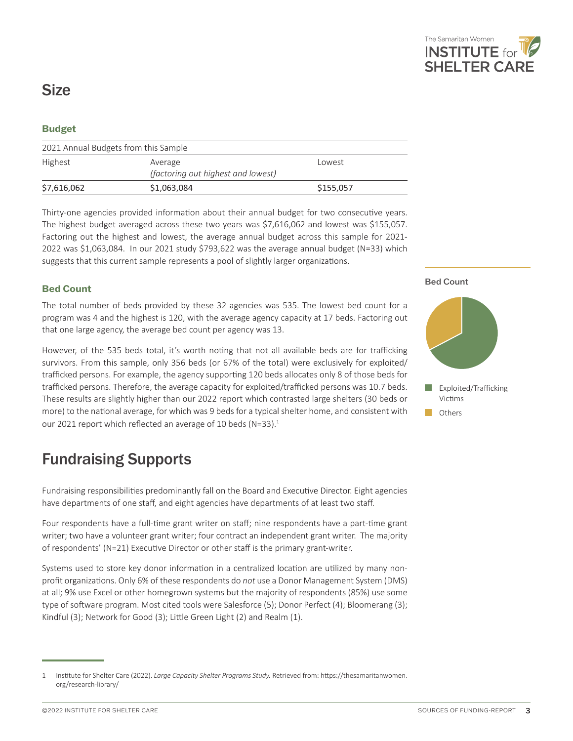## Size

### Budget

| 2021 Annual Budgets from this Sample | | |
|---|---|---|
| Highest | Average *(factoring out highest and lowest)* | Lowest |
| $7,616,062 | $1,063,084 | $155,057 |

Thirty-one agencies provided information about their annual budget for two consecutive years. The highest budget averaged across these two years was $7,616,062 and lowest was $155,057. Factoring out the highest and lowest, the average annual budget across this sample for 2021-2022 was $1,063,084. In our 2021 study $793,622 was the average annual budget (N=33) which suggests that this current sample represents a pool of slightly larger organizations.

### Bed Count

The total number of beds provided by these 32 agencies was 535. The lowest bed count for a program was 4 and the highest is 120, with the average agency capacity at 17 beds. Factoring out that one large agency, the average bed count per agency was 13.

However, of the 535 beds total, it's worth noting that not all available beds are for trafficking survivors. From this sample, only 356 beds (or 67% of the total) were exclusively for exploited/trafficked persons. For example, the agency supporting 120 beds allocates only 8 of those beds for trafficked persons. Therefore, the average capacity for exploited/trafficked persons was 10.7 beds. These results are slightly higher than our 2022 report which contrasted large shelters (30 beds or more) to the national average, for which was 9 beds for a typical shelter home, and consistent with our 2021 report which reflected an average of 10 beds (N=33).[1]

**Bed Count**

- Exploited/Trafficking Victims
- Others

## Fundraising Supports

Fundraising responsibilities predominantly fall on the Board and Executive Director. Eight agencies have departments of one staff, and eight agencies have departments of at least two staff.

Four respondents have a full-time grant writer on staff; nine respondents have a part-time grant writer; two have a volunteer grant writer; four contract an independent grant writer. The majority of respondents' (N=21) Executive Director or other staff is the primary grant-writer.

Systems used to store key donor information in a centralized location are utilized by many non-profit organizations. Only 6% of these respondents do *not* use a Donor Management System (DMS) at all; 9% use Excel or other homegrown systems but the majority of respondents (85%) use some type of software program. Most cited tools were Salesforce (5); Donor Perfect (4); Bloomerang (3); Kindful (3); Network for Good (3); Little Green Light (2) and Realm (1).

1 Institute for Shelter Care (2022). *Large Capacity Shelter Programs Study.* Retrieved from: https://thesamaritanwomen.org/research-library/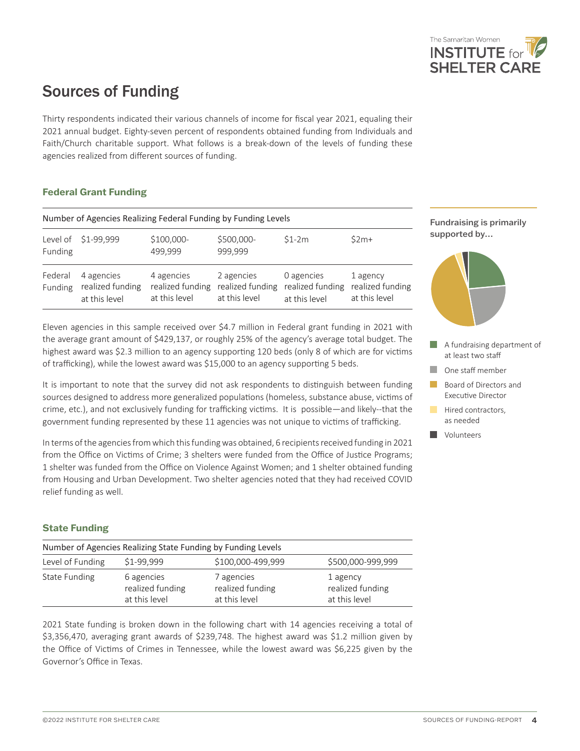## Sources of Funding

Thirty respondents indicated their various channels of income for fiscal year 2021, equaling their 2021 annual budget. Eighty-seven percent of respondents obtained funding from Individuals and Faith/Church charitable support. What follows is a break-down of the levels of funding these agencies realized from different sources of funding.

### Federal Grant Funding

Number of Agencies Realizing Federal Funding by Funding Levels

| Level of Funding | $1-99,999 | $100,000-499,999 | $500,000-999,999 | $1-2m | $2m+ |
|---|---|---|---|---|---|
| Federal Funding | 4 agencies realized funding at this level | 4 agencies realized funding at this level | 2 agencies realized funding at this level | 0 agencies realized funding at this level | 1 agency realized funding at this level |

Eleven agencies in this sample received over $4.7 million in Federal grant funding in 2021 with the average grant amount of $429,137, or roughly 25% of the agency's average total budget. The highest award was $2.3 million to an agency supporting 120 beds (only 8 of which are for victims of trafficking), while the lowest award was $15,000 to an agency supporting 5 beds.

It is important to note that the survey did not ask respondents to distinguish between funding sources designed to address more generalized populations (homeless, substance abuse, victims of crime, etc.), and not exclusively funding for trafficking victims. It is possible—and likely--that the government funding represented by these 11 agencies was not unique to victims of trafficking.

In terms of the agencies from which this funding was obtained, 6 recipients received funding in 2021 from the Office on Victims of Crime; 3 shelters were funded from the Office of Justice Programs; 1 shelter was funded from the Office on Violence Against Women; and 1 shelter obtained funding from Housing and Urban Development. Two shelter agencies noted that they had received COVID relief funding as well.

**Fundraising is primarily supported by...**

- A fundraising department of at least two staff
- One staff member
- Board of Directors and Executive Director
- Hired contractors, as needed
- Volunteers

### State Funding

Number of Agencies Realizing State Funding by Funding Levels

| Level of Funding | $1-99,999 | $100,000-499,999 | $500,000-999,999 |
|---|---|---|---|
| State Funding | 6 agencies realized funding at this level | 7 agencies realized funding at this level | 1 agency realized funding at this level |

2021 State funding is broken down in the following chart with 14 agencies receiving a total of $3,356,470, averaging grant awards of $239,748. The highest award was $1.2 million given by the Office of Victims of Crimes in Tennessee, while the lowest award was $6,225 given by the Governor's Office in Texas.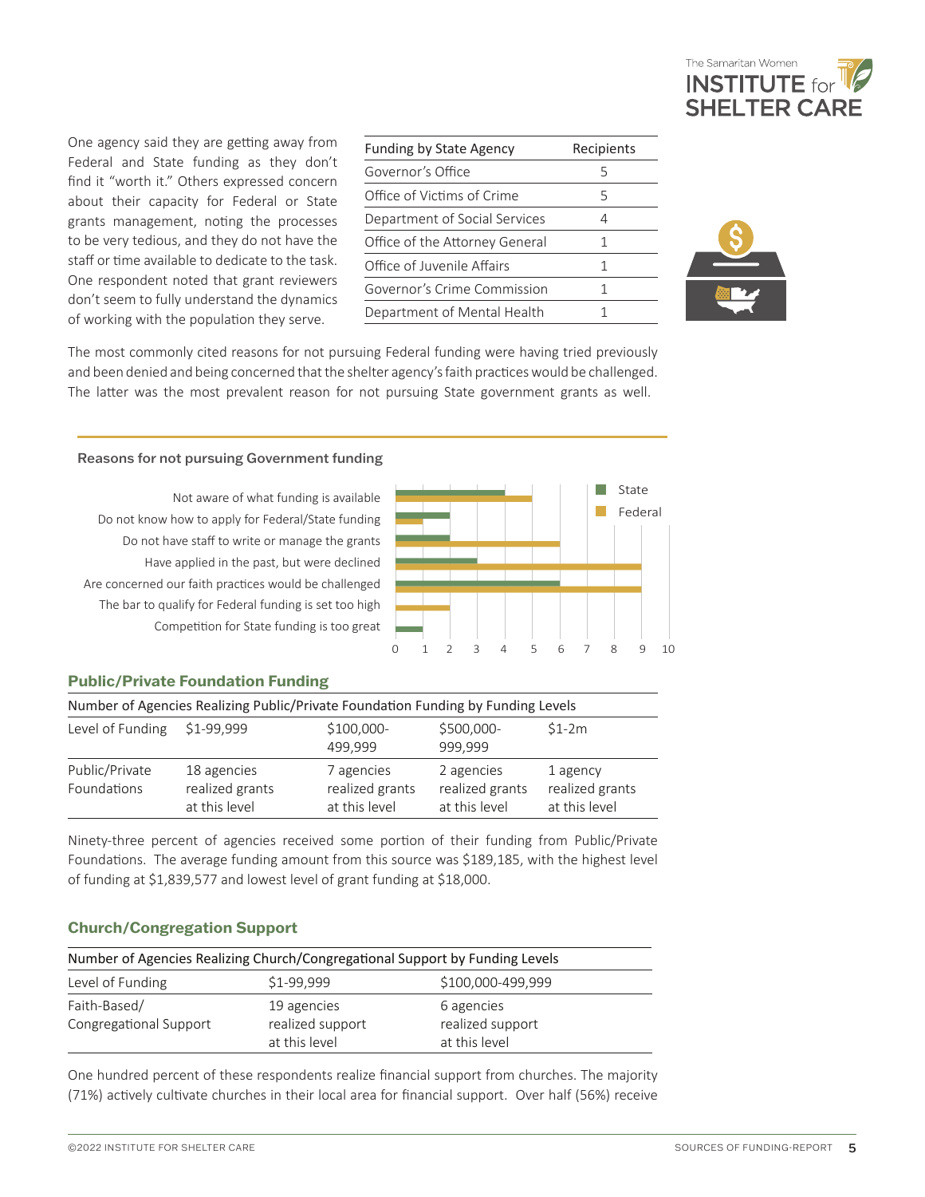One agency said they are getting away from Federal and State funding as they don't find it "worth it." Others expressed concern about their capacity for Federal or State grants management, noting the processes to be very tedious, and they do not have the staff or time available to dedicate to the task. One respondent noted that grant reviewers don't seem to fully understand the dynamics of working with the population they serve.

| Funding by State Agency | Recipients |
|---|---|
| Governor's Office | 5 |
| Office of Victims of Crime | 5 |
| Department of Social Services | 4 |
| Office of the Attorney General | 1 |
| Office of Juvenile Affairs | 1 |
| Governor's Crime Commission | 1 |
| Department of Mental Health | 1 |

The most commonly cited reasons for not pursuing Federal funding were having tried previously and been denied and being concerned that the shelter agency's faith practices would be challenged. The latter was the most prevalent reason for not pursuing State government grants as well.

**Reasons for not pursuing Government funding**

| Reason | State | Federal |
|---|---|---|
| Not aware of what funding is available | 4 | 5 |
| Do not know how to apply for Federal/State funding | 2 | 1 |
| Do not have staff to write or manage the grants | 2 | 6 |
| Have applied in the past, but were declined | 3 | 9 |
| Are concerned our faith practices would be challenged | 6 | 9 |
| The bar to qualify for Federal funding is set too high | | 2 |
| Competition for State funding is too great | 1 | |

## Public/Private Foundation Funding

| Number of Agencies Realizing Public/Private Foundation Funding by Funding Levels | | | | |
|---|---|---|---|---|
| Level of Funding | $1-99,999 | $100,000-499,999 | $500,000-999,999 | $1-2m |
| Public/Private Foundations | 18 agencies realized grants at this level | 7 agencies realized grants at this level | 2 agencies realized grants at this level | 1 agency realized grants at this level |

Ninety-three percent of agencies received some portion of their funding from Public/Private Foundations. The average funding amount from this source was $189,185, with the highest level of funding at $1,839,577 and lowest level of grant funding at $18,000.

## Church/Congregation Support

| Number of Agencies Realizing Church/Congregational Support by Funding Levels | | |
|---|---|---|
| Level of Funding | $1-99,999 | $100,000-499,999 |
| Faith-Based/ Congregational Support | 19 agencies realized support at this level | 6 agencies realized support at this level |

One hundred percent of these respondents realize financial support from churches. The majority (71%) actively cultivate churches in their local area for financial support. Over half (56%) receive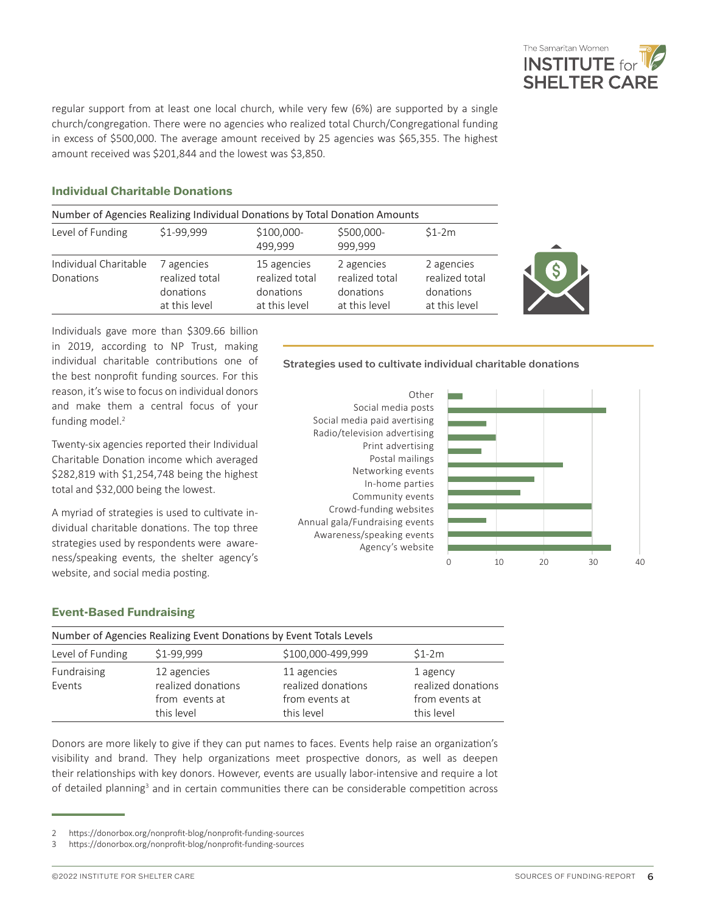regular support from at least one local church, while very few (6%) are supported by a single church/congregation. There were no agencies who realized total Church/Congregational funding in excess of $500,000. The average amount received by 25 agencies was $65,355. The highest amount received was $201,844 and the lowest was $3,850.

### Individual Charitable Donations

Number of Agencies Realizing Individual Donations by Total Donation Amounts

| Level of Funding | $1-99,999 | $100,000-499,999 | $500,000-999,999 | $1-2m |
|---|---|---|---|---|
| Individual Charitable Donations | 7 agencies realized total donations at this level | 15 agencies realized total donations at this level | 2 agencies realized total donations at this level | 2 agencies realized total donations at this level |

Individuals gave more than $309.66 billion in 2019, according to NP Trust, making individual charitable contributions one of the best nonprofit funding sources. For this reason, it's wise to focus on individual donors and make them a central focus of your funding model.[2]

Twenty-six agencies reported their Individual Charitable Donation income which averaged $282,819 with $1,254,748 being the highest total and $32,000 being the lowest.

A myriad of strategies is used to cultivate individual charitable donations. The top three strategies used by respondents were awareness/speaking events, the shelter agency's website, and social media posting.

**Strategies used to cultivate individual charitable donations**

| Strategy | Approx. count |
|---|---|
| Other | 3 |
| Social media posts | 33 |
| Social media paid avertising | 8 |
| Radio/television advertising | 10 |
| Print advertising | 7 |
| Postal mailings | 24 |
| Networking events | 18 |
| In-home parties | 15 |
| Community events | 30 |
| Crowd-funding websites | 8 |
| Annual gala/Fundraising events | 30 |
| Awareness/speaking events | 34 |
| Agency's website | (not shown) |

### Event-Based Fundraising

Number of Agencies Realizing Event Donations by Event Totals Levels

| Level of Funding | $1-99,999 | $100,000-499,999 | $1-2m |
|---|---|---|---|
| Fundraising Events | 12 agencies realized donations from events at this level | 11 agencies realized donations from events at this level | 1 agency realized donations from events at this level |

Donors are more likely to give if they can put names to faces. Events help raise an organization's visibility and brand. They help organizations meet prospective donors, as well as deepen their relationships with key donors. However, events are usually labor-intensive and require a lot of detailed planning[3] and in certain communities there can be considerable competition across

2 https://donorbox.org/nonprofit-blog/nonprofit-funding-sources
3 https://donorbox.org/nonprofit-blog/nonprofit-funding-sources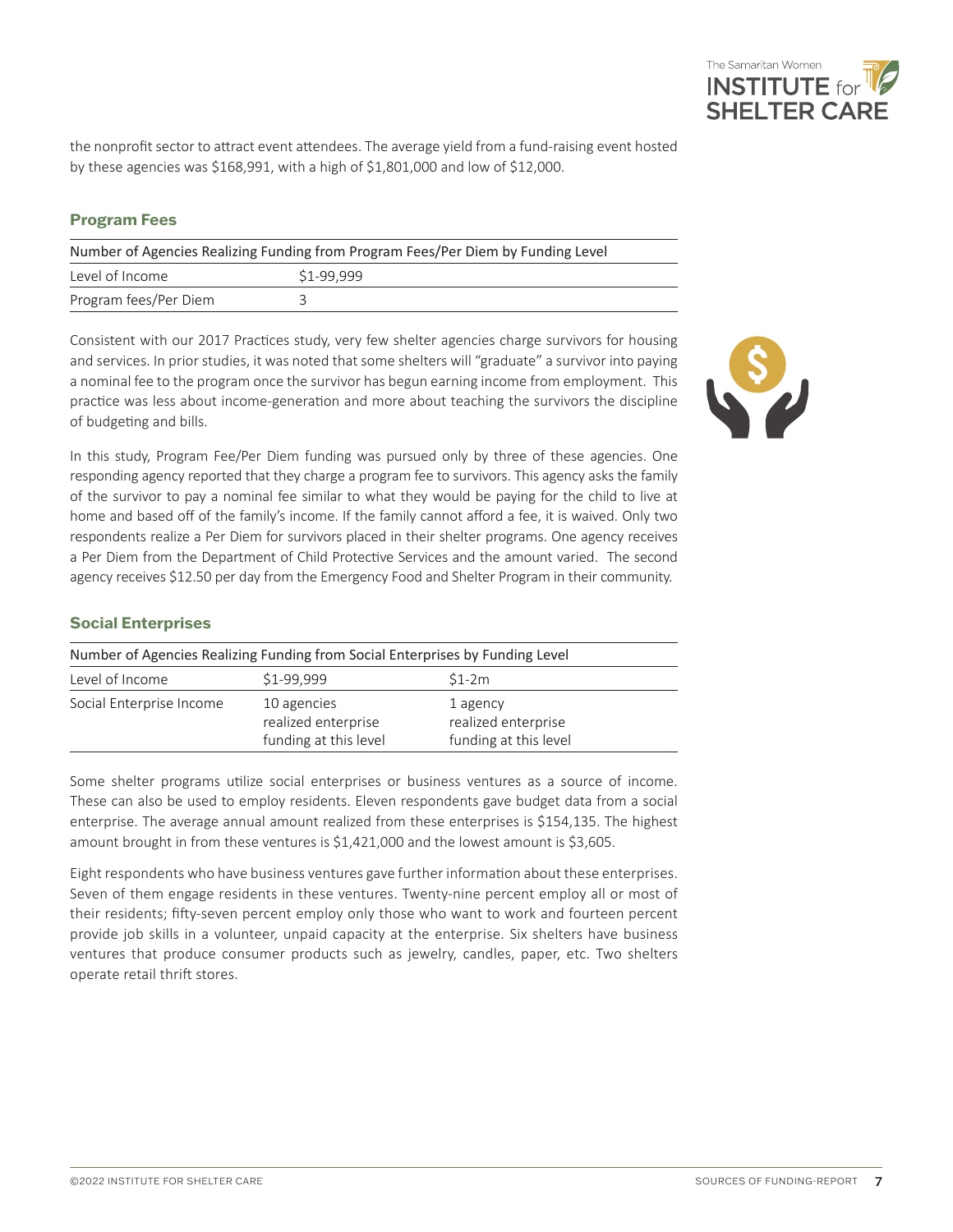the nonprofit sector to attract event attendees. The average yield from a fund-raising event hosted by these agencies was $168,991, with a high of $1,801,000 and low of $12,000.

### Program Fees

| Number of Agencies Realizing Funding from Program Fees/Per Diem by Funding Level | |
|---|---|
| Level of Income | $1-99,999 |
| Program fees/Per Diem | 3 |

Consistent with our 2017 Practices study, very few shelter agencies charge survivors for housing and services. In prior studies, it was noted that some shelters will "graduate" a survivor into paying a nominal fee to the program once the survivor has begun earning income from employment. This practice was less about income-generation and more about teaching the survivors the discipline of budgeting and bills.

In this study, Program Fee/Per Diem funding was pursued only by three of these agencies. One responding agency reported that they charge a program fee to survivors. This agency asks the family of the survivor to pay a nominal fee similar to what they would be paying for the child to live at home and based off of the family's income. If the family cannot afford a fee, it is waived. Only two respondents realize a Per Diem for survivors placed in their shelter programs. One agency receives a Per Diem from the Department of Child Protective Services and the amount varied. The second agency receives $12.50 per day from the Emergency Food and Shelter Program in their community.

### Social Enterprises

| Number of Agencies Realizing Funding from Social Enterprises by Funding Level | | |
|---|---|---|
| Level of Income | $1-99,999 | $1-2m |
| Social Enterprise Income | 10 agencies realized enterprise funding at this level | 1 agency realized enterprise funding at this level |

Some shelter programs utilize social enterprises or business ventures as a source of income. These can also be used to employ residents. Eleven respondents gave budget data from a social enterprise. The average annual amount realized from these enterprises is $154,135. The highest amount brought in from these ventures is $1,421,000 and the lowest amount is $3,605.

Eight respondents who have business ventures gave further information about these enterprises. Seven of them engage residents in these ventures. Twenty-nine percent employ all or most of their residents; fifty-seven percent employ only those who want to work and fourteen percent provide job skills in a volunteer, unpaid capacity at the enterprise. Six shelters have business ventures that produce consumer products such as jewelry, candles, paper, etc. Two shelters operate retail thrift stores.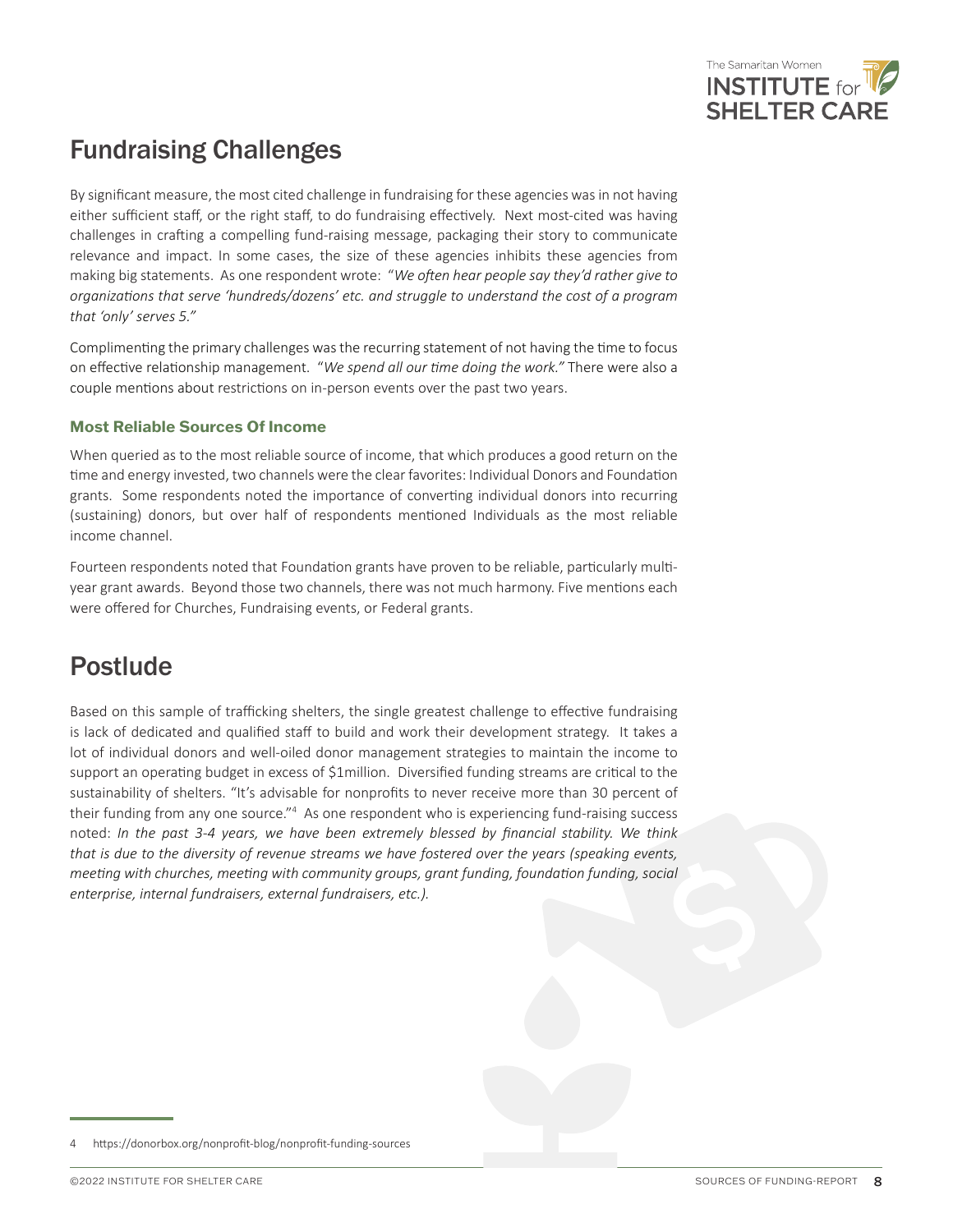## Fundraising Challenges

By significant measure, the most cited challenge in fundraising for these agencies was in not having either sufficient staff, or the right staff, to do fundraising effectively. Next most-cited was having challenges in crafting a compelling fund-raising message, packaging their story to communicate relevance and impact. In some cases, the size of these agencies inhibits these agencies from making big statements. As one respondent wrote: *"We often hear people say they'd rather give to organizations that serve 'hundreds/dozens' etc. and struggle to understand the cost of a program that 'only' serves 5."*

Complimenting the primary challenges was the recurring statement of not having the time to focus on effective relationship management. *"We spend all our time doing the work."* There were also a couple mentions about restrictions on in-person events over the past two years.

### Most Reliable Sources Of Income

When queried as to the most reliable source of income, that which produces a good return on the time and energy invested, two channels were the clear favorites: Individual Donors and Foundation grants. Some respondents noted the importance of converting individual donors into recurring (sustaining) donors, but over half of respondents mentioned Individuals as the most reliable income channel.

Fourteen respondents noted that Foundation grants have proven to be reliable, particularly multi-year grant awards. Beyond those two channels, there was not much harmony. Five mentions each were offered for Churches, Fundraising events, or Federal grants.

## Postlude

Based on this sample of trafficking shelters, the single greatest challenge to effective fundraising is lack of dedicated and qualified staff to build and work their development strategy. It takes a lot of individual donors and well-oiled donor management strategies to maintain the income to support an operating budget in excess of $1million. Diversified funding streams are critical to the sustainability of shelters. "It's advisable for nonprofits to never receive more than 30 percent of their funding from any one source."[4] As one respondent who is experiencing fund-raising success noted: *In the past 3-4 years, we have been extremely blessed by financial stability. We think that is due to the diversity of revenue streams we have fostered over the years (speaking events, meeting with churches, meeting with community groups, grant funding, foundation funding, social enterprise, internal fundraisers, external fundraisers, etc.).*

4 https://donorbox.org/nonprofit-blog/nonprofit-funding-sources